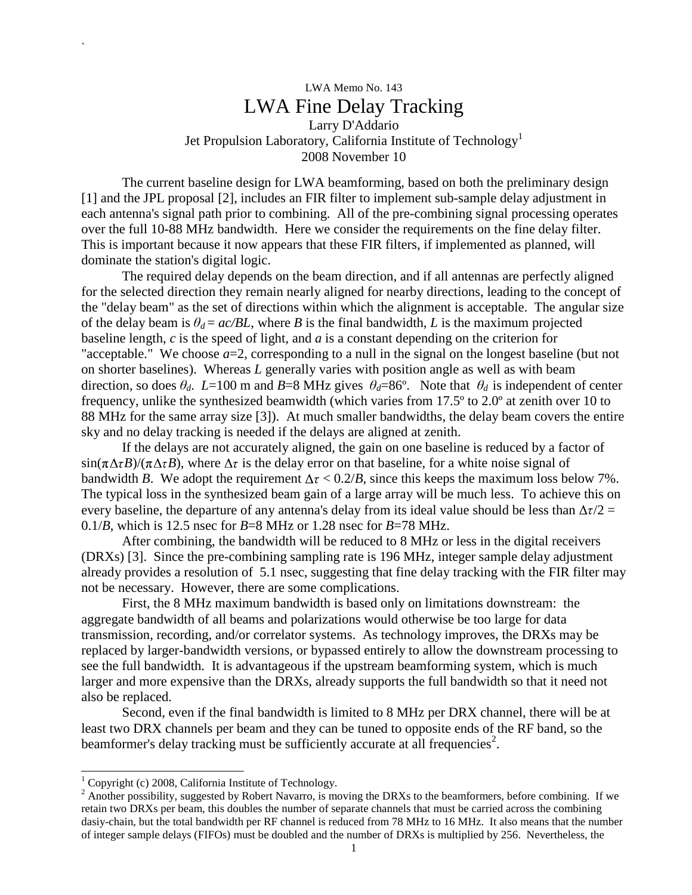LWA Memo No. 143

# LWA Fine Delay Tracking

Larry D'Addario
Jet Propulsion Laboratory, California Institute of Technology[1]
2008 November 10

The current baseline design for LWA beamforming, based on both the preliminary design [1] and the JPL proposal [2], includes an FIR filter to implement sub-sample delay adjustment in each antenna's signal path prior to combining. All of the pre-combining signal processing operates over the full 10-88 MHz bandwidth. Here we consider the requirements on the fine delay filter. This is important because it now appears that these FIR filters, if implemented as planned, will dominate the station's digital logic.

The required delay depends on the beam direction, and if all antennas are perfectly aligned for the selected direction they remain nearly aligned for nearby directions, leading to the concept of the "delay beam" as the set of directions within which the alignment is acceptable. The angular size of the delay beam is $\theta_d = ac/BL$, where $B$ is the final bandwidth, $L$ is the maximum projected baseline length, $c$ is the speed of light, and $a$ is a constant depending on the criterion for "acceptable." We choose $a$=2, corresponding to a null in the signal on the longest baseline (but not on shorter baselines). Whereas $L$ generally varies with position angle as well as with beam direction, so does $\theta_d$. $L$=100 m and $B$=8 MHz gives $\theta_d$=86º. Note that $\theta_d$ is independent of center frequency, unlike the synthesized beamwidth (which varies from 17.5º to 2.0º at zenith over 10 to 88 MHz for the same array size [3]). At much smaller bandwidths, the delay beam covers the entire sky and no delay tracking is needed if the delays are aligned at zenith.

If the delays are not accurately aligned, the gain on one baseline is reduced by a factor of $\sin(\pi\Delta\tau B)/(\pi\Delta\tau B)$, where $\Delta\tau$ is the delay error on that baseline, for a white noise signal of bandwidth $B$. We adopt the requirement $\Delta\tau < 0.2/B$, since this keeps the maximum loss below 7%. The typical loss in the synthesized beam gain of a large array will be much less. To achieve this on every baseline, the departure of any antenna's delay from its ideal value should be less than $\Delta\tau/2 = 0.1/B$, which is 12.5 nsec for $B$=8 MHz or 1.28 nsec for $B$=78 MHz.

After combining, the bandwidth will be reduced to 8 MHz or less in the digital receivers (DRXs) [3]. Since the pre-combining sampling rate is 196 MHz, integer sample delay adjustment already provides a resolution of 5.1 nsec, suggesting that fine delay tracking with the FIR filter may not be necessary. However, there are some complications.

First, the 8 MHz maximum bandwidth is based only on limitations downstream: the aggregate bandwidth of all beams and polarizations would otherwise be too large for data transmission, recording, and/or correlator systems. As technology improves, the DRXs may be replaced by larger-bandwidth versions, or bypassed entirely to allow the downstream processing to see the full bandwidth. It is advantageous if the upstream beamforming system, which is much larger and more expensive than the DRXs, already supports the full bandwidth so that it need not also be replaced.

Second, even if the final bandwidth is limited to 8 MHz per DRX channel, there will be at least two DRX channels per beam and they can be tuned to opposite ends of the RF band, so the beamformer's delay tracking must be sufficiently accurate at all frequencies[2].

---

[1] Copyright (c) 2008, California Institute of Technology.

[2] Another possibility, suggested by Robert Navarro, is moving the DRXs to the beamformers, before combining. If we retain two DRXs per beam, this doubles the number of separate channels that must be carried across the combining dasiy-chain, but the total bandwidth per RF channel is reduced from 78 MHz to 16 MHz. It also means that the number of integer sample delays (FIFOs) must be doubled and the number of DRXs is multiplied by 256. Nevertheless, the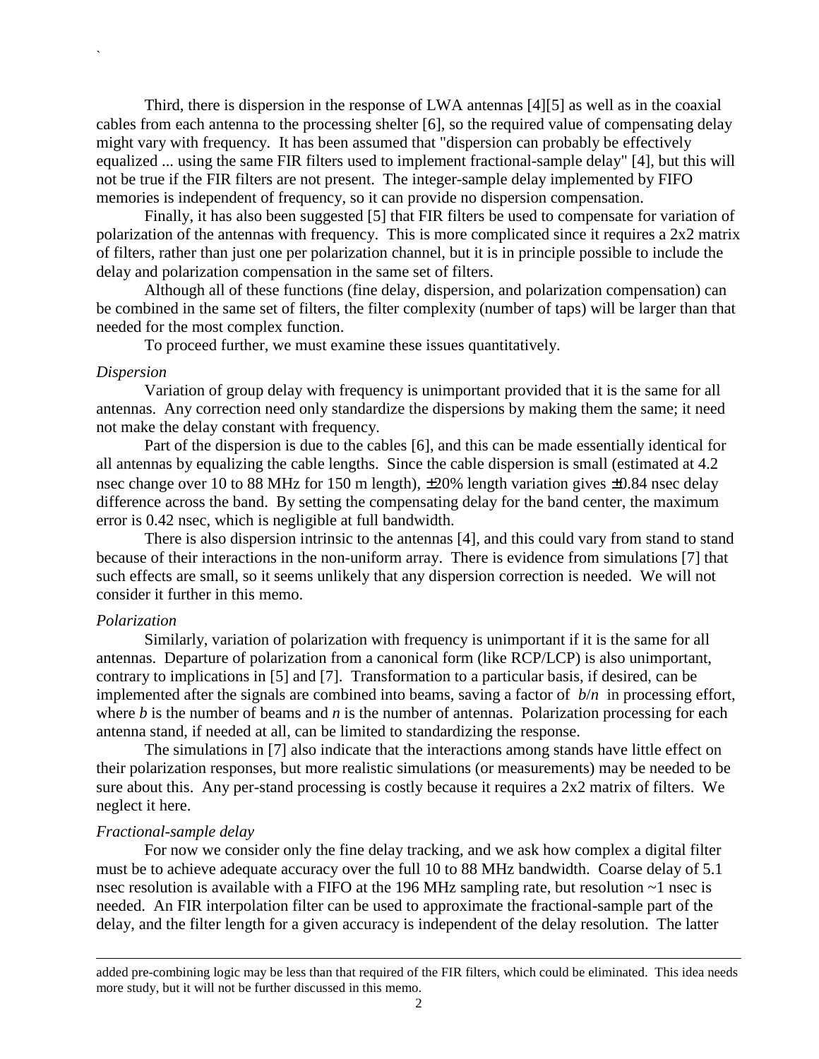Third, there is dispersion in the response of LWA antennas [4][5] as well as in the coaxial cables from each antenna to the processing shelter [6], so the required value of compensating delay might vary with frequency. It has been assumed that "dispersion can probably be effectively equalized ... using the same FIR filters used to implement fractional-sample delay" [4], but this will not be true if the FIR filters are not present. The integer-sample delay implemented by FIFO memories is independent of frequency, so it can provide no dispersion compensation.

Finally, it has also been suggested [5] that FIR filters be used to compensate for variation of polarization of the antennas with frequency. This is more complicated since it requires a 2x2 matrix of filters, rather than just one per polarization channel, but it is in principle possible to include the delay and polarization compensation in the same set of filters.

Although all of these functions (fine delay, dispersion, and polarization compensation) can be combined in the same set of filters, the filter complexity (number of taps) will be larger than that needed for the most complex function.

To proceed further, we must examine these issues quantitatively.

*Dispersion*

Variation of group delay with frequency is unimportant provided that it is the same for all antennas. Any correction need only standardize the dispersions by making them the same; it need not make the delay constant with frequency.

Part of the dispersion is due to the cables [6], and this can be made essentially identical for all antennas by equalizing the cable lengths. Since the cable dispersion is small (estimated at 4.2 nsec change over 10 to 88 MHz for 150 m length), ±20% length variation gives ±0.84 nsec delay difference across the band. By setting the compensating delay for the band center, the maximum error is 0.42 nsec, which is negligible at full bandwidth.

There is also dispersion intrinsic to the antennas [4], and this could vary from stand to stand because of their interactions in the non-uniform array. There is evidence from simulations [7] that such effects are small, so it seems unlikely that any dispersion correction is needed. We will not consider it further in this memo.

*Polarization*

Similarly, variation of polarization with frequency is unimportant if it is the same for all antennas. Departure of polarization from a canonical form (like RCP/LCP) is also unimportant, contrary to implications in [5] and [7]. Transformation to a particular basis, if desired, can be implemented after the signals are combined into beams, saving a factor of $b/n$ in processing effort, where $b$ is the number of beams and $n$ is the number of antennas. Polarization processing for each antenna stand, if needed at all, can be limited to standardizing the response.

The simulations in [7] also indicate that the interactions among stands have little effect on their polarization responses, but more realistic simulations (or measurements) may be needed to be sure about this. Any per-stand processing is costly because it requires a 2x2 matrix of filters. We neglect it here.

*Fractional-sample delay*

For now we consider only the fine delay tracking, and we ask how complex a digital filter must be to achieve adequate accuracy over the full 10 to 88 MHz bandwidth. Coarse delay of 5.1 nsec resolution is available with a FIFO at the 196 MHz sampling rate, but resolution ~1 nsec is needed. An FIR interpolation filter can be used to approximate the fractional-sample part of the delay, and the filter length for a given accuracy is independent of the delay resolution. The latter

---

added pre-combining logic may be less than that required of the FIR filters, which could be eliminated. This idea needs more study, but it will not be further discussed in this memo.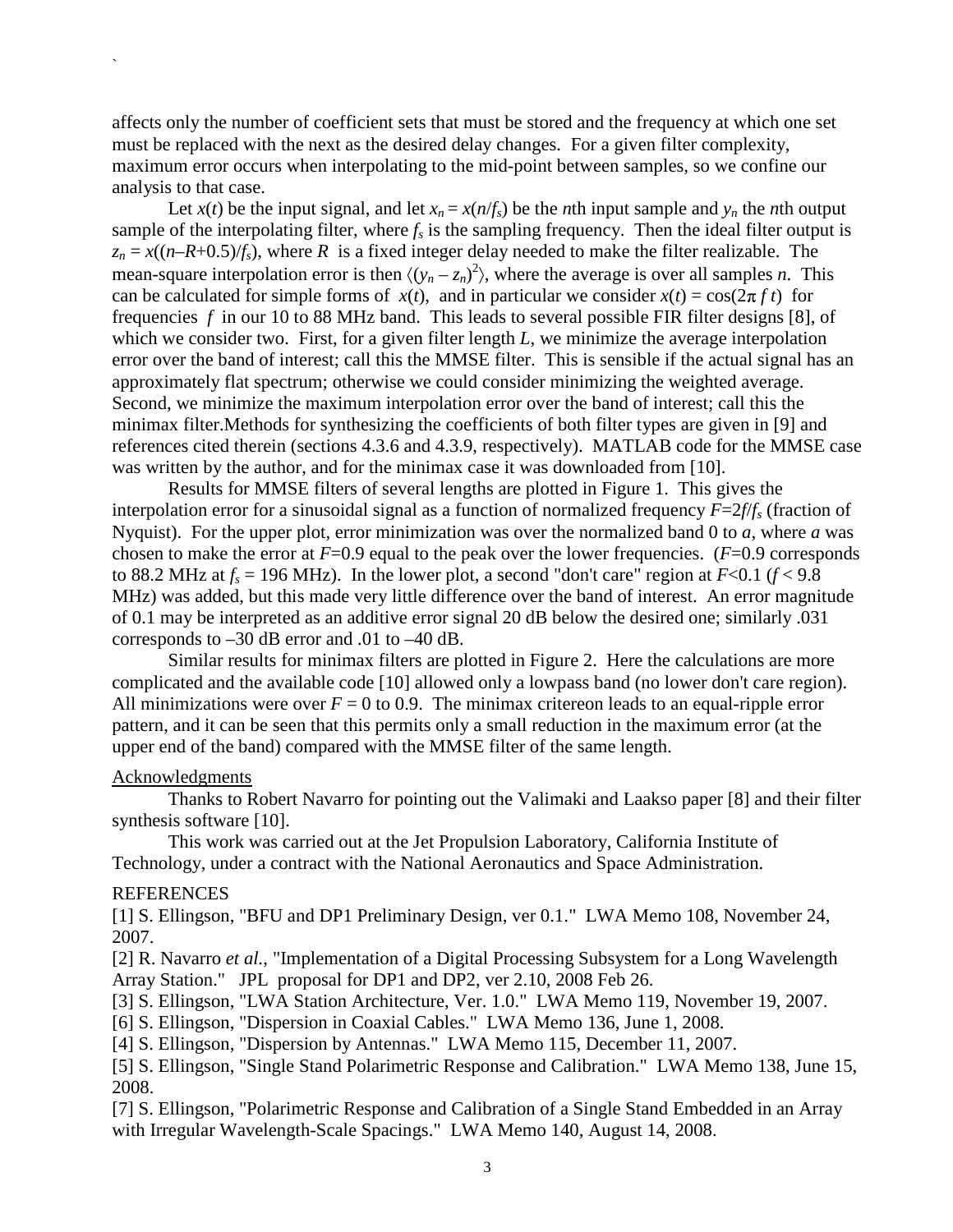affects only the number of coefficient sets that must be stored and the frequency at which one set must be replaced with the next as the desired delay changes. For a given filter complexity, maximum error occurs when interpolating to the mid-point between samples, so we confine our analysis to that case.

Let $x(t)$ be the input signal, and let $x_n = x(n/f_s)$ be the $n$th input sample and $y_n$ the $n$th output sample of the interpolating filter, where $f_s$ is the sampling frequency. Then the ideal filter output is $z_n = x((n–R+0.5)/f_s)$, where $R$ is a fixed integer delay needed to make the filter realizable. The mean-square interpolation error is then $\langle(y_n – z_n)^2\rangle$, where the average is over all samples $n$. This can be calculated for simple forms of $x(t)$, and in particular we consider $x(t) = \cos(2\pi f t)$ for frequencies $f$ in our 10 to 88 MHz band. This leads to several possible FIR filter designs [8], of which we consider two. First, for a given filter length $L$, we minimize the average interpolation error over the band of interest; call this the MMSE filter. This is sensible if the actual signal has an approximately flat spectrum; otherwise we could consider minimizing the weighted average. Second, we minimize the maximum interpolation error over the band of interest; call this the minimax filter.Methods for synthesizing the coefficients of both filter types are given in [9] and references cited therein (sections 4.3.6 and 4.3.9, respectively). MATLAB code for the MMSE case was written by the author, and for the minimax case it was downloaded from [10].

Results for MMSE filters of several lengths are plotted in Figure 1. This gives the interpolation error for a sinusoidal signal as a function of normalized frequency $F=2f/f_s$ (fraction of Nyquist). For the upper plot, error minimization was over the normalized band 0 to $a$, where $a$ was chosen to make the error at $F$=0.9 equal to the peak over the lower frequencies. ($F$=0.9 corresponds to 88.2 MHz at $f_s$ = 196 MHz). In the lower plot, a second "don't care" region at $F$<0.1 ($f$ < 9.8 MHz) was added, but this made very little difference over the band of interest. An error magnitude of 0.1 may be interpreted as an additive error signal 20 dB below the desired one; similarly .031 corresponds to –30 dB error and .01 to –40 dB.

Similar results for minimax filters are plotted in Figure 2. Here the calculations are more complicated and the available code [10] allowed only a lowpass band (no lower don't care region). All minimizations were over $F$ = 0 to 0.9. The minimax critereon leads to an equal-ripple error pattern, and it can be seen that this permits only a small reduction in the maximum error (at the upper end of the band) compared with the MMSE filter of the same length.

## Acknowledgments

Thanks to Robert Navarro for pointing out the Valimaki and Laakso paper [8] and their filter synthesis software [10].

This work was carried out at the Jet Propulsion Laboratory, California Institute of Technology, under a contract with the National Aeronautics and Space Administration.

## REFERENCES

[1] S. Ellingson, "BFU and DP1 Preliminary Design, ver 0.1." LWA Memo 108, November 24, 2007.

[2] R. Navarro *et al.*, "Implementation of a Digital Processing Subsystem for a Long Wavelength Array Station." JPL proposal for DP1 and DP2, ver 2.10, 2008 Feb 26.

[3] S. Ellingson, "LWA Station Architecture, Ver. 1.0." LWA Memo 119, November 19, 2007.

[6] S. Ellingson, "Dispersion in Coaxial Cables." LWA Memo 136, June 1, 2008.

[4] S. Ellingson, "Dispersion by Antennas." LWA Memo 115, December 11, 2007.

[5] S. Ellingson, "Single Stand Polarimetric Response and Calibration." LWA Memo 138, June 15, 2008.

[7] S. Ellingson, "Polarimetric Response and Calibration of a Single Stand Embedded in an Array with Irregular Wavelength-Scale Spacings." LWA Memo 140, August 14, 2008.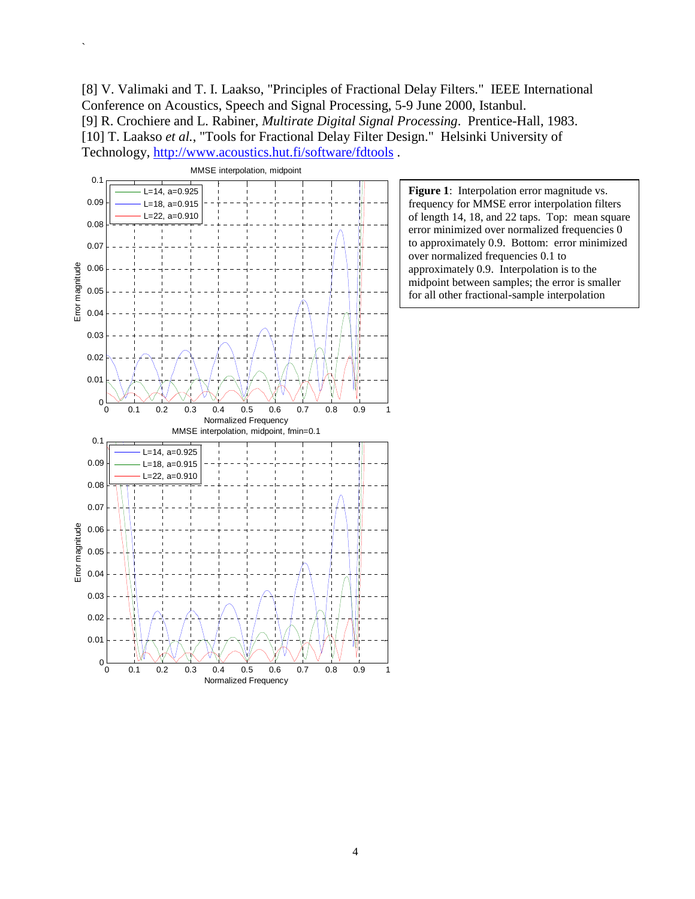[8] V. Valimaki and T. I. Laakso, "Principles of Fractional Delay Filters." IEEE International Conference on Acoustics, Speech and Signal Processing, 5-9 June 2000, Istanbul.

[9] R. Crochiere and L. Rabiner, *Multirate Digital Signal Processing*. Prentice-Hall, 1983.

[10] T. Laakso *et al.*, "Tools for Fractional Delay Filter Design." Helsinki University of Technology, http://www.acoustics.hut.fi/software/fdtools .

**Figure 1**: Interpolation error magnitude vs. frequency for MMSE error interpolation filters of length 14, 18, and 22 taps. Top: mean square error minimized over normalized frequencies 0 to approximately 0.9. Bottom: error minimized over normalized frequencies 0.1 to approximately 0.9. Interpolation is to the midpoint between samples; the error is smaller for all other fractional-sample interpolation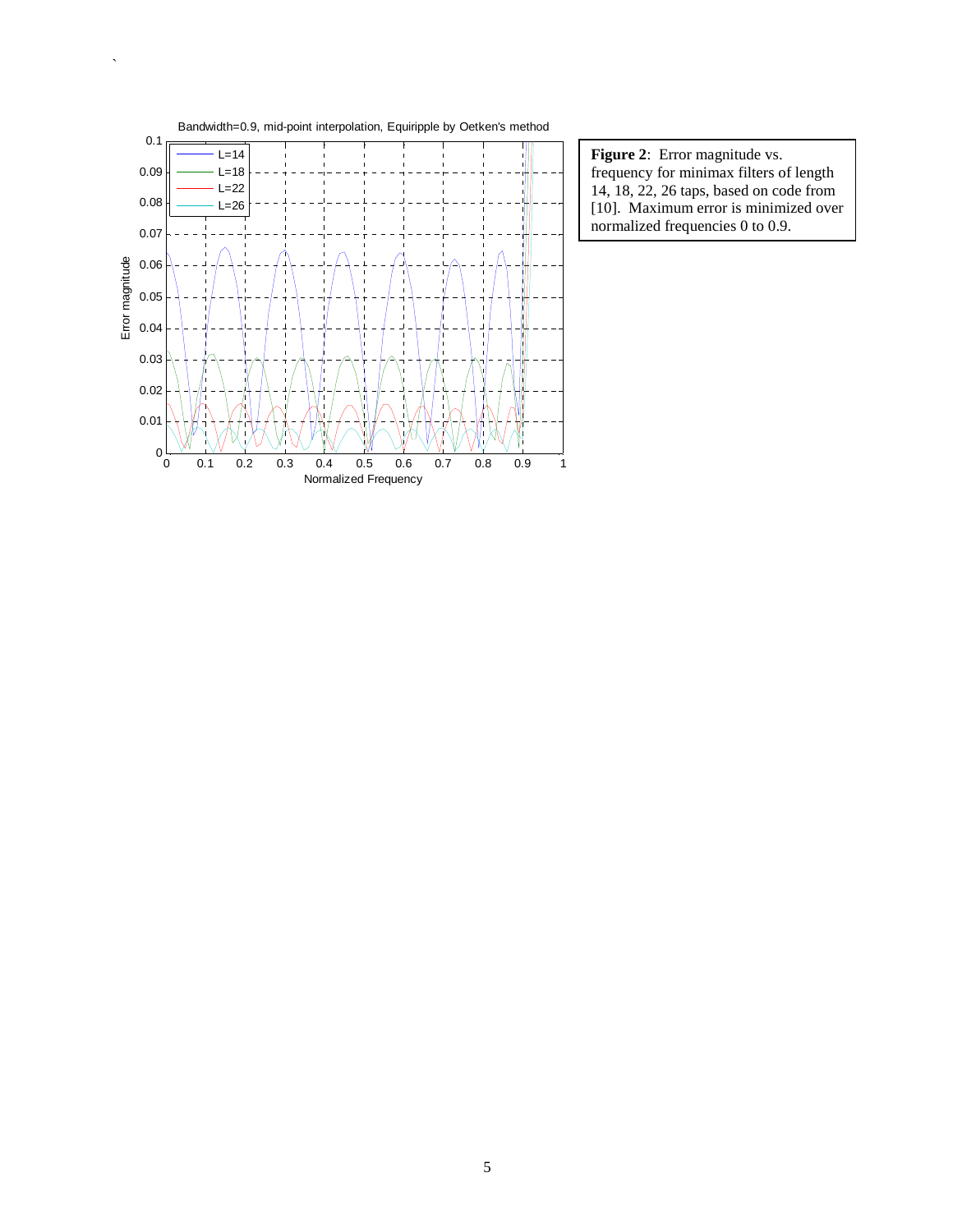Bandwidth=0.9, mid-point interpolation, Equiripple by Oetken's method

L=14
L=18
L=22
L=26

Error magnitude

0.1
0.09
0.08
0.07
0.06
0.05
0.04
0.03
0.02
0.01
0

0 0.1 0.2 0.3 0.4 0.5 0.6 0.7 0.8 0.9 1

Normalized Frequency

**Figure 2**: Error magnitude vs. frequency for minimax filters of length 14, 18, 22, 26 taps, based on code from [10]. Maximum error is minimized over normalized frequencies 0 to 0.9.